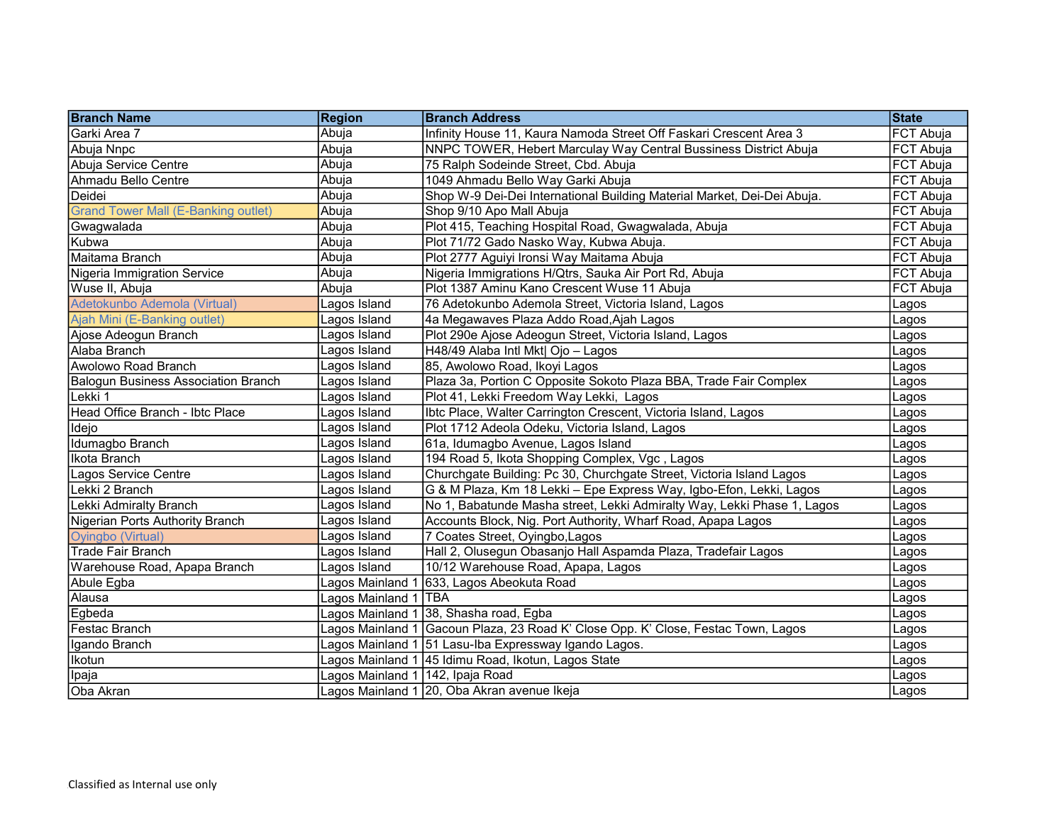| Branch Name | Region | Branch Address | State |
|---|---|---|---|
| Garki Area 7 | Abuja | Infinity House 11, Kaura Namoda Street Off Faskari Crescent Area 3 | FCT Abuja |
| Abuja Nnpc | Abuja | NNPC TOWER, Hebert Marculay Way Central Bussiness District Abuja | FCT Abuja |
| Abuja Service Centre | Abuja | 75 Ralph Sodeinde Street, Cbd. Abuja | FCT Abuja |
| Ahmadu Bello Centre | Abuja | 1049 Ahmadu Bello Way Garki Abuja | FCT Abuja |
| Deidei | Abuja | Shop W-9 Dei-Dei International Building Material Market, Dei-Dei Abuja. | FCT Abuja |
| Grand Tower Mall (E-Banking outlet) | Abuja | Shop 9/10 Apo Mall Abuja | FCT Abuja |
| Gwagwalada | Abuja | Plot 415, Teaching Hospital Road, Gwagwalada, Abuja | FCT Abuja |
| Kubwa | Abuja | Plot 71/72 Gado Nasko Way, Kubwa Abuja. | FCT Abuja |
| Maitama Branch | Abuja | Plot 2777 Aguiyi Ironsi Way Maitama Abuja | FCT Abuja |
| Nigeria Immigration Service | Abuja | Nigeria Immigrations H/Qtrs, Sauka Air Port Rd, Abuja | FCT Abuja |
| Wuse II, Abuja | Abuja | Plot 1387 Aminu Kano Crescent Wuse 11 Abuja | FCT Abuja |
| Adetokunbo Ademola (Virtual) | Lagos Island | 76 Adetokunbo Ademola Street, Victoria Island, Lagos | Lagos |
| Ajah Mini (E-Banking outlet) | Lagos Island | 4a Megawaves Plaza Addo Road,Ajah Lagos | Lagos |
| Ajose Adeogun Branch | Lagos Island | Plot 290e Ajose Adeogun Street, Victoria Island, Lagos | Lagos |
| Alaba Branch | Lagos Island | H48/49 Alaba Intl Mkt\| Ojo – Lagos | Lagos |
| Awolowo Road Branch | Lagos Island | 85, Awolowo Road, Ikoyi Lagos | Lagos |
| Balogun Business Association Branch | Lagos Island | Plaza 3a, Portion C Opposite Sokoto Plaza BBA, Trade Fair Complex | Lagos |
| Lekki 1 | Lagos Island | Plot 41, Lekki Freedom Way Lekki, Lagos | Lagos |
| Head Office Branch - Ibtc Place | Lagos Island | Ibtc Place, Walter Carrington Crescent, Victoria Island, Lagos | Lagos |
| Idejo | Lagos Island | Plot 1712 Adeola Odeku, Victoria Island, Lagos | Lagos |
| Idumagbo Branch | Lagos Island | 61a, Idumagbo Avenue, Lagos Island | Lagos |
| Ikota Branch | Lagos Island | 194 Road 5, Ikota Shopping Complex, Vgc , Lagos | Lagos |
| Lagos Service Centre | Lagos Island | Churchgate Building: Pc 30, Churchgate Street, Victoria Island Lagos | Lagos |
| Lekki 2 Branch | Lagos Island | G & M Plaza, Km 18 Lekki – Epe Express Way, Igbo-Efon, Lekki, Lagos | Lagos |
| Lekki Admiralty Branch | Lagos Island | No 1, Babatunde Masha street, Lekki Admiralty Way, Lekki Phase 1, Lagos | Lagos |
| Nigerian Ports Authority Branch | Lagos Island | Accounts Block, Nig. Port Authority, Wharf Road, Apapa Lagos | Lagos |
| Oyingbo (Virtual) | Lagos Island | 7 Coates Street, Oyingbo,Lagos | Lagos |
| Trade Fair Branch | Lagos Island | Hall 2, Olusegun Obasanjo Hall Aspamda Plaza, Tradefair Lagos | Lagos |
| Warehouse Road, Apapa Branch | Lagos Island | 10/12 Warehouse Road, Apapa, Lagos | Lagos |
| Abule Egba | Lagos Mainland 1 | 633, Lagos Abeokuta Road | Lagos |
| Alausa | Lagos Mainland 1 | TBA | Lagos |
| Egbeda | Lagos Mainland 1 | 38, Shasha road, Egba | Lagos |
| Festac Branch | Lagos Mainland 1 | Gacoun Plaza, 23 Road K' Close Opp. K' Close, Festac Town, Lagos | Lagos |
| Igando Branch | Lagos Mainland 1 | 51 Lasu-Iba Expressway Igando Lagos. | Lagos |
| Ikotun | Lagos Mainland 1 | 45 Idimu Road, Ikotun, Lagos State | Lagos |
| Ipaja | Lagos Mainland 1 | 142, Ipaja Road | Lagos |
| Oba Akran | Lagos Mainland 1 | 20, Oba Akran avenue Ikeja | Lagos |

Classified as Internal use only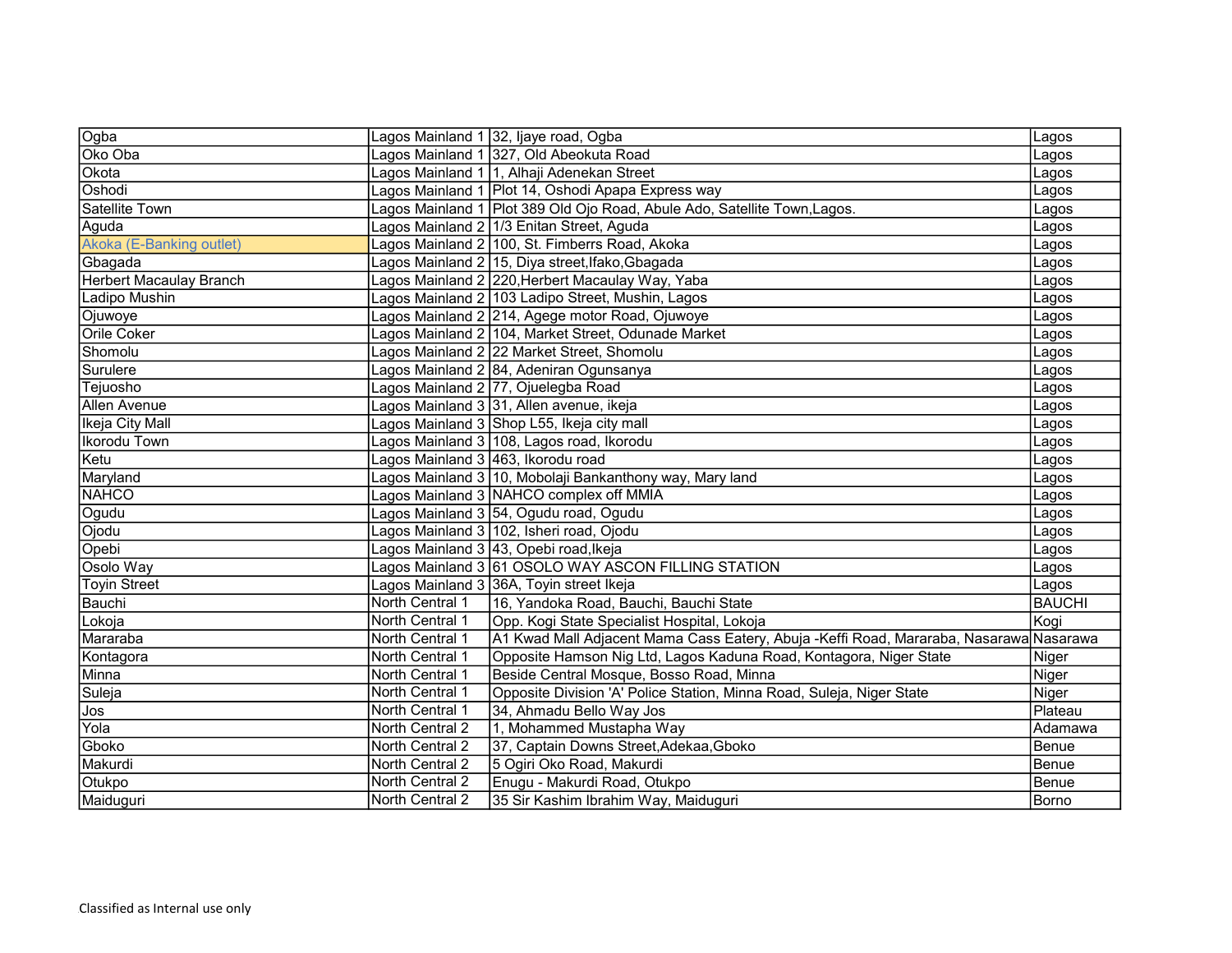| Ogba | Lagos Mainland 1 | 32, Ijaye road, Ogba | Lagos |
|---|---|---|---|
| Oko Oba | Lagos Mainland 1 | 327, Old Abeokuta Road | Lagos |
| Okota | Lagos Mainland 1 | 1, Alhaji Adenekan Street | Lagos |
| Oshodi | Lagos Mainland 1 | Plot 14, Oshodi Apapa Express way | Lagos |
| Satellite Town | Lagos Mainland 1 | Plot 389 Old Ojo Road, Abule Ado, Satellite Town,Lagos. | Lagos |
| Aguda | Lagos Mainland 2 | 1/3 Enitan Street, Aguda | Lagos |
| Akoka (E-Banking outlet) | Lagos Mainland 2 | 100, St. Fimberrs Road, Akoka | Lagos |
| Gbagada | Lagos Mainland 2 | 15, Diya street,Ifako,Gbagada | Lagos |
| Herbert Macaulay Branch | Lagos Mainland 2 | 220,Herbert Macaulay Way, Yaba | Lagos |
| Ladipo Mushin | Lagos Mainland 2 | 103 Ladipo Street, Mushin, Lagos | Lagos |
| Ojuwoye | Lagos Mainland 2 | 214, Agege motor Road, Ojuwoye | Lagos |
| Orile Coker | Lagos Mainland 2 | 104, Market Street, Odunade Market | Lagos |
| Shomolu | Lagos Mainland 2 | 22 Market Street, Shomolu | Lagos |
| Surulere | Lagos Mainland 2 | 84, Adeniran Ogunsanya | Lagos |
| Tejuosho | Lagos Mainland 2 | 77, Ojuelegba Road | Lagos |
| Allen Avenue | Lagos Mainland 3 | 31, Allen avenue, ikeja | Lagos |
| Ikeja City Mall | Lagos Mainland 3 | Shop L55, Ikeja city mall | Lagos |
| Ikorodu Town | Lagos Mainland 3 | 108, Lagos road, Ikorodu | Lagos |
| Ketu | Lagos Mainland 3 | 463, Ikorodu road | Lagos |
| Maryland | Lagos Mainland 3 | 10, Mobolaji Bankanthony way, Mary land | Lagos |
| NAHCO | Lagos Mainland 3 | NAHCO complex off MMIA | Lagos |
| Ogudu | Lagos Mainland 3 | 54, Ogudu road, Ogudu | Lagos |
| Ojodu | Lagos Mainland 3 | 102, Isheri road, Ojodu | Lagos |
| Opebi | Lagos Mainland 3 | 43, Opebi road,Ikeja | Lagos |
| Osolo Way | Lagos Mainland 3 | 61 OSOLO WAY ASCON FILLING STATION | Lagos |
| Toyin Street | Lagos Mainland 3 | 36A, Toyin street Ikeja | Lagos |
| Bauchi | North Central 1 | 16, Yandoka Road, Bauchi, Bauchi State | BAUCHI |
| Lokoja | North Central 1 | Opp. Kogi State Specialist Hospital, Lokoja | Kogi |
| Mararaba | North Central 1 | A1 Kwad Mall Adjacent Mama Cass Eatery, Abuja -Keffi Road, Mararaba, Nasarawa | Nasarawa |
| Kontagora | North Central 1 | Opposite Hamson Nig Ltd, Lagos Kaduna Road, Kontagora, Niger State | Niger |
| Minna | North Central 1 | Beside Central Mosque, Bosso Road, Minna | Niger |
| Suleja | North Central 1 | Opposite Division 'A' Police Station, Minna Road, Suleja, Niger State | Niger |
| Jos | North Central 1 | 34, Ahmadu Bello Way Jos | Plateau |
| Yola | North Central 2 | 1, Mohammed Mustapha Way | Adamawa |
| Gboko | North Central 2 | 37, Captain Downs Street,Adekaa,Gboko | Benue |
| Makurdi | North Central 2 | 5 Ogiri Oko Road, Makurdi | Benue |
| Otukpo | North Central 2 | Enugu - Makurdi Road, Otukpo | Benue |
| Maiduguri | North Central 2 | 35 Sir Kashim Ibrahim Way, Maiduguri | Borno |

Classified as Internal use only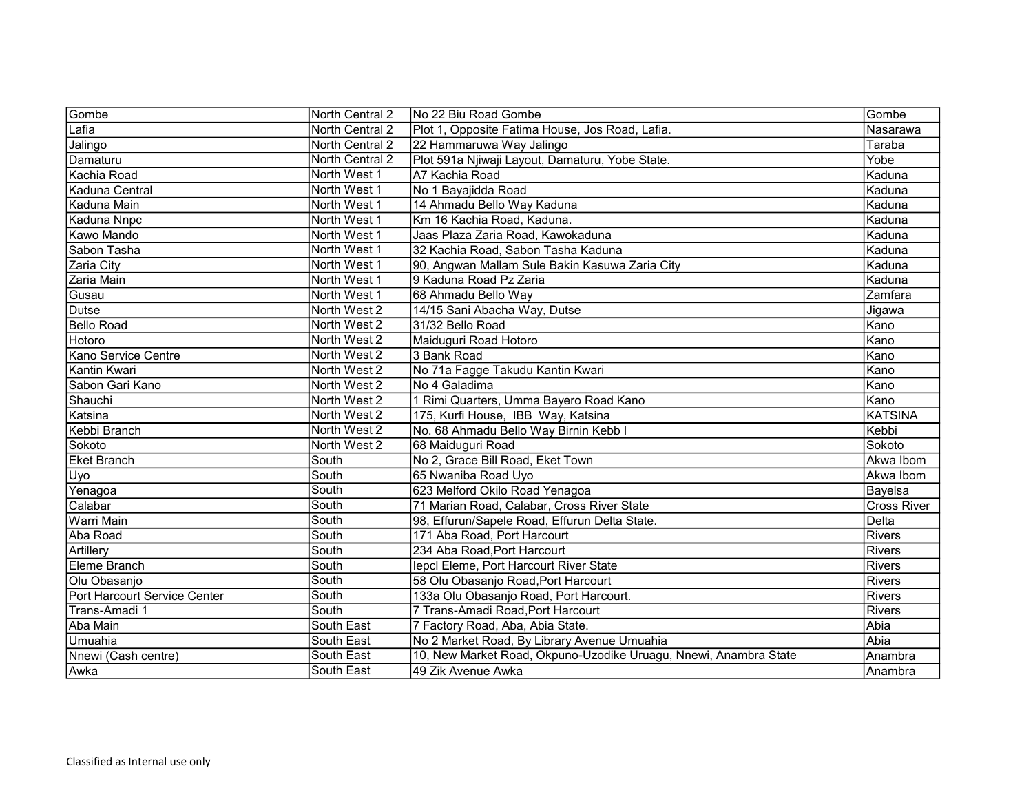| | | | |
|---|---|---|---|
| Gombe | North Central 2 | No 22 Biu Road Gombe | Gombe |
| Lafia | North Central 2 | Plot 1, Opposite Fatima House, Jos Road, Lafia. | Nasarawa |
| Jalingo | North Central 2 | 22 Hammaruwa Way Jalingo | Taraba |
| Damaturu | North Central 2 | Plot 591a Njiwaji Layout, Damaturu, Yobe State. | Yobe |
| Kachia Road | North West 1 | A7 Kachia Road | Kaduna |
| Kaduna Central | North West 1 | No 1 Bayajidda Road | Kaduna |
| Kaduna Main | North West 1 | 14 Ahmadu Bello Way Kaduna | Kaduna |
| Kaduna Nnpc | North West 1 | Km 16 Kachia Road, Kaduna. | Kaduna |
| Kawo Mando | North West 1 | Jaas Plaza Zaria Road, Kawokaduna | Kaduna |
| Sabon Tasha | North West 1 | 32 Kachia Road, Sabon Tasha Kaduna | Kaduna |
| Zaria City | North West 1 | 90, Angwan Mallam Sule Bakin Kasuwa Zaria City | Kaduna |
| Zaria Main | North West 1 | 9 Kaduna Road Pz Zaria | Kaduna |
| Gusau | North West 1 | 68 Ahmadu Bello Way | Zamfara |
| Dutse | North West 2 | 14/15 Sani Abacha Way, Dutse | Jigawa |
| Bello Road | North West 2 | 31/32 Bello Road | Kano |
| Hotoro | North West 2 | Maiduguri Road Hotoro | Kano |
| Kano Service Centre | North West 2 | 3 Bank Road | Kano |
| Kantin Kwari | North West 2 | No 71a Fagge Takudu Kantin Kwari | Kano |
| Sabon Gari Kano | North West 2 | No 4 Galadima | Kano |
| Shauchi | North West 2 | 1 Rimi Quarters, Umma Bayero Road Kano | Kano |
| Katsina | North West 2 | 175, Kurfi House, IBB Way, Katsina | KATSINA |
| Kebbi Branch | North West 2 | No. 68 Ahmadu Bello Way Birnin Kebb I | Kebbi |
| Sokoto | North West 2 | 68 Maiduguri Road | Sokoto |
| Eket Branch | South | No 2, Grace Bill Road, Eket Town | Akwa Ibom |
| Uyo | South | 65 Nwaniba Road Uyo | Akwa Ibom |
| Yenagoa | South | 623 Melford Okilo Road Yenagoa | Bayelsa |
| Calabar | South | 71 Marian Road, Calabar, Cross River State | Cross River |
| Warri Main | South | 98, Effurun/Sapele Road, Effurun Delta State. | Delta |
| Aba Road | South | 171 Aba Road, Port Harcourt | Rivers |
| Artillery | South | 234 Aba Road,Port Harcourt | Rivers |
| Eleme Branch | South | Iepcl Eleme, Port Harcourt River State | Rivers |
| Olu Obasanjo | South | 58 Olu Obasanjo Road,Port Harcourt | Rivers |
| Port Harcourt Service Center | South | 133a Olu Obasanjo Road, Port Harcourt. | Rivers |
| Trans-Amadi 1 | South | 7 Trans-Amadi Road,Port Harcourt | Rivers |
| Aba Main | South East | 7 Factory Road, Aba, Abia State. | Abia |
| Umuahia | South East | No 2 Market Road, By Library Avenue Umuahia | Abia |
| Nnewi (Cash centre) | South East | 10, New Market Road, Okpuno-Uzodike Uruagu, Nnewi, Anambra State | Anambra |
| Awka | South East | 49 Zik Avenue Awka | Anambra |

Classified as Internal use only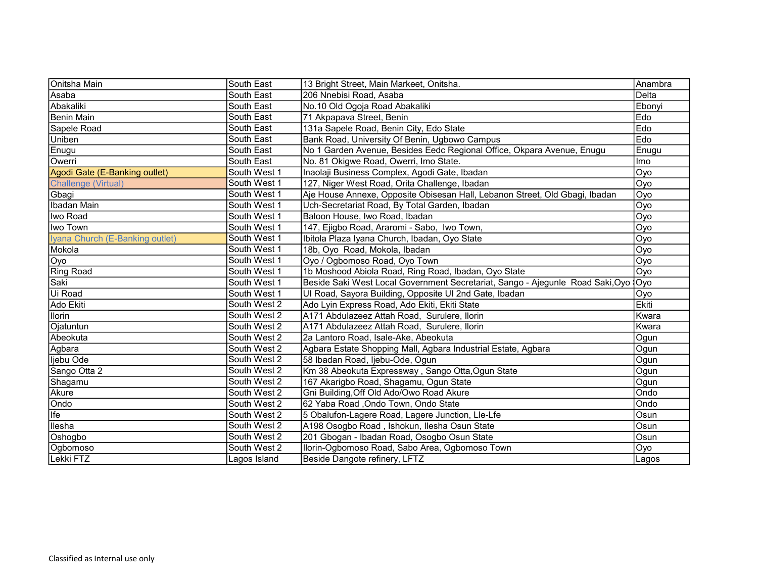| | | | |
|---|---|---|---|
| Onitsha Main | South East | 13 Bright Street, Main Markeet, Onitsha. | Anambra |
| Asaba | South East | 206 Nnebisi Road, Asaba | Delta |
| Abakaliki | South East | No.10 Old Ogoja Road Abakaliki | Ebonyi |
| Benin Main | South East | 71 Akpapava Street, Benin | Edo |
| Sapele Road | South East | 131a Sapele Road, Benin City, Edo State | Edo |
| Uniben | South East | Bank Road, University Of Benin, Ugbowo Campus | Edo |
| Enugu | South East | No 1 Garden Avenue, Besides Eedc Regional Office, Okpara Avenue, Enugu | Enugu |
| Owerri | South East | No. 81 Okigwe Road, Owerri, Imo State. | Imo |
| Agodi Gate (E-Banking outlet) | South West 1 | Inaolaji Business Complex, Agodi Gate, Ibadan | Oyo |
| Challenge (Virtual) | South West 1 | 127, Niger West Road, Orita Challenge, Ibadan | Oyo |
| Gbagi | South West 1 | Aje House Annexe, Opposite Obisesan Hall, Lebanon Street, Old Gbagi, Ibadan | Oyo |
| Ibadan Main | South West 1 | Uch-Secretariat Road, By Total Garden, Ibadan | Oyo |
| Iwo Road | South West 1 | Baloon House, Iwo Road, Ibadan | Oyo |
| Iwo Town | South West 1 | 147, Ejigbo Road, Araromi - Sabo, Iwo Town, | Oyo |
| Iyana Church (E-Banking outlet) | South West 1 | Ibitola Plaza Iyana Church, Ibadan, Oyo State | Oyo |
| Mokola | South West 1 | 18b, Oyo Road, Mokola, Ibadan | Oyo |
| Oyo | South West 1 | Oyo / Ogbomoso Road, Oyo Town | Oyo |
| Ring Road | South West 1 | 1b Moshood Abiola Road, Ring Road, Ibadan, Oyo State | Oyo |
| Saki | South West 1 | Beside Saki West Local Government Secretariat, Sango - Ajegunle Road Saki,Oyo | Oyo |
| Ui Road | South West 1 | UI Road, Sayora Building, Opposite UI 2nd Gate, Ibadan | Oyo |
| Ado Ekiti | South West 2 | Ado Lyin Express Road, Ado Ekiti, Ekiti State | Ekiti |
| Ilorin | South West 2 | A171 Abdulazeez Attah Road, Surulere, Ilorin | Kwara |
| Ojatuntun | South West 2 | A171 Abdulazeez Attah Road, Surulere, Ilorin | Kwara |
| Abeokuta | South West 2 | 2a Lantoro Road, Isale-Ake, Abeokuta | Ogun |
| Agbara | South West 2 | Agbara Estate Shopping Mall, Agbara Industrial Estate, Agbara | Ogun |
| Ijebu Ode | South West 2 | 58 Ibadan Road, Ijebu-Ode, Ogun | Ogun |
| Sango Otta 2 | South West 2 | Km 38 Abeokuta Expressway , Sango Otta,Ogun State | Ogun |
| Shagamu | South West 2 | 167 Akarigbo Road, Shagamu, Ogun State | Ogun |
| Akure | South West 2 | Gni Building,Off Old Ado/Owo Road Akure | Ondo |
| Ondo | South West 2 | 62 Yaba Road ,Ondo Town, Ondo State | Ondo |
| Ife | South West 2 | 5 Obalufon-Lagere Road, Lagere Junction, Lle-Lfe | Osun |
| Ilesha | South West 2 | A198 Osogbo Road , Ishokun, Ilesha Osun State | Osun |
| Oshogbo | South West 2 | 201 Gbogan - Ibadan Road, Osogbo Osun State | Osun |
| Ogbomoso | South West 2 | Ilorin-Ogbomoso Road, Sabo Area, Ogbomoso Town | Oyo |
| Lekki FTZ | Lagos Island | Beside Dangote refinery, LFTZ | Lagos |

Classified as Internal use only